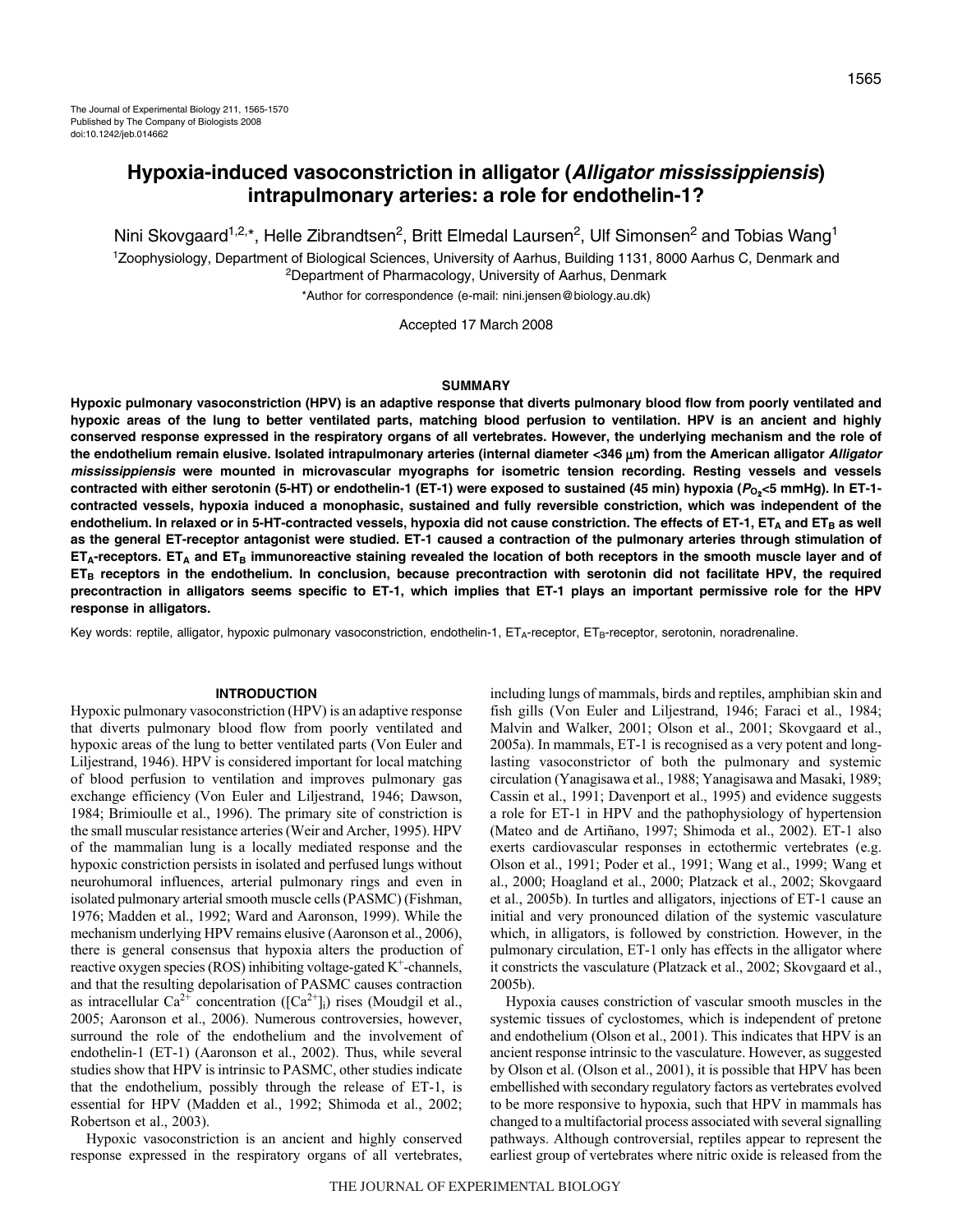# Hypoxia-induced vasoconstriction in alligator (*Alligator mississippiensis*) intrapulmonary arteries: a role for endothelin-1?

Nini Skovgaard[1,2,*], Helle Zibrandtsen[2], Britt Elmedal Laursen[2], Ulf Simonsen[2] and Tobias Wang[1]

[1]Zoophysiology, Department of Biological Sciences, University of Aarhus, Building 1131, 8000 Aarhus C, Denmark and
[2]Department of Pharmacology, University of Aarhus, Denmark

*Author for correspondence (e-mail: nini.jensen@biology.au.dk)

Accepted 17 March 2008

## SUMMARY

**Hypoxic pulmonary vasoconstriction (HPV) is an adaptive response that diverts pulmonary blood flow from poorly ventilated and hypoxic areas of the lung to better ventilated parts, matching blood perfusion to ventilation. HPV is an ancient and highly conserved response expressed in the respiratory organs of all vertebrates. However, the underlying mechanism and the role of the endothelium remain elusive. Isolated intrapulmonary arteries (internal diameter <346 μm) from the American alligator *Alligator mississippiensis* were mounted in microvascular myographs for isometric tension recording. Resting vessels and vessels contracted with either serotonin (5-HT) or endothelin-1 (ET-1) were exposed to sustained (45 min) hypoxia ($P_{O_2}$<5 mmHg). In ET-1-contracted vessels, hypoxia induced a monophasic, sustained and fully reversible constriction, which was independent of the endothelium. In relaxed or in 5-HT-contracted vessels, hypoxia did not cause constriction. The effects of ET-1, $ET_A$ and $ET_B$ as well as the general ET-receptor antagonist were studied. ET-1 caused a contraction of the pulmonary arteries through stimulation of $ET_A$-receptors. $ET_A$ and $ET_B$ immunoreactive staining revealed the location of both receptors in the smooth muscle layer and of $ET_B$ receptors in the endothelium. In conclusion, because precontraction with serotonin did not facilitate HPV, the required precontraction in alligators seems specific to ET-1, which implies that ET-1 plays an important permissive role for the HPV response in alligators.**

Key words: reptile, alligator, hypoxic pulmonary vasoconstriction, endothelin-1, $ET_A$-receptor, $ET_B$-receptor, serotonin, noradrenaline.

## INTRODUCTION

Hypoxic pulmonary vasoconstriction (HPV) is an adaptive response that diverts pulmonary blood flow from poorly ventilated and hypoxic areas of the lung to better ventilated parts (Von Euler and Liljestrand, 1946). HPV is considered important for local matching of blood perfusion to ventilation and improves pulmonary gas exchange efficiency (Von Euler and Liljestrand, 1946; Dawson, 1984; Brimioulle et al., 1996). The primary site of constriction is the small muscular resistance arteries (Weir and Archer, 1995). HPV of the mammalian lung is a locally mediated response and the hypoxic constriction persists in isolated and perfused lungs without neurohumoral influences, arterial pulmonary rings and even in isolated pulmonary arterial smooth muscle cells (PASMC) (Fishman, 1976; Madden et al., 1992; Ward and Aaronson, 1999). While the mechanism underlying HPV remains elusive (Aaronson et al., 2006), there is general consensus that hypoxia alters the production of reactive oxygen species (ROS) inhibiting voltage-gated $K^+$-channels, and that the resulting depolarisation of PASMC causes contraction as intracellular $Ca^{2+}$ concentration ($[Ca^{2+}]_i$) rises (Moudgil et al., 2005; Aaronson et al., 2006). Numerous controversies, however, surround the role of the endothelium and the involvement of endothelin-1 (ET-1) (Aaronson et al., 2002). Thus, while several studies show that HPV is intrinsic to PASMC, other studies indicate that the endothelium, possibly through the release of ET-1, is essential for HPV (Madden et al., 1992; Shimoda et al., 2002; Robertson et al., 2003).

Hypoxic vasoconstriction is an ancient and highly conserved response expressed in the respiratory organs of all vertebrates, including lungs of mammals, birds and reptiles, amphibian skin and fish gills (Von Euler and Liljestrand, 1946; Faraci et al., 1984; Malvin and Walker, 2001; Olson et al., 2001; Skovgaard et al., 2005a). In mammals, ET-1 is recognised as a very potent and long-lasting vasoconstrictor of both the pulmonary and systemic circulation (Yanagisawa et al., 1988; Yanagisawa and Masaki, 1989; Cassin et al., 1991; Davenport et al., 1995) and evidence suggests a role for ET-1 in HPV and the pathophysiology of hypertension (Mateo and de Artiñano, 1997; Shimoda et al., 2002). ET-1 also exerts cardiovascular responses in ectothermic vertebrates (e.g. Olson et al., 1991; Poder et al., 1991; Wang et al., 1999; Wang et al., 2000; Hoagland et al., 2000; Platzack et al., 2002; Skovgaard et al., 2005b). In turtles and alligators, injections of ET-1 cause an initial and very pronounced dilation of the systemic vasculature which, in alligators, is followed by constriction. However, in the pulmonary circulation, ET-1 only has effects in the alligator where it constricts the vasculature (Platzack et al., 2002; Skovgaard et al., 2005b).

Hypoxia causes constriction of vascular smooth muscles in the systemic tissues of cyclostomes, which is independent of pretone and endothelium (Olson et al., 2001). This indicates that HPV is an ancient response intrinsic to the vasculature. However, as suggested by Olson et al. (Olson et al., 2001), it is possible that HPV has been embellished with secondary regulatory factors as vertebrates evolved to be more responsive to hypoxia, such that HPV in mammals has changed to a multifactorial process associated with several signalling pathways. Although controversial, reptiles appear to represent the earliest group of vertebrates where nitric oxide is released from the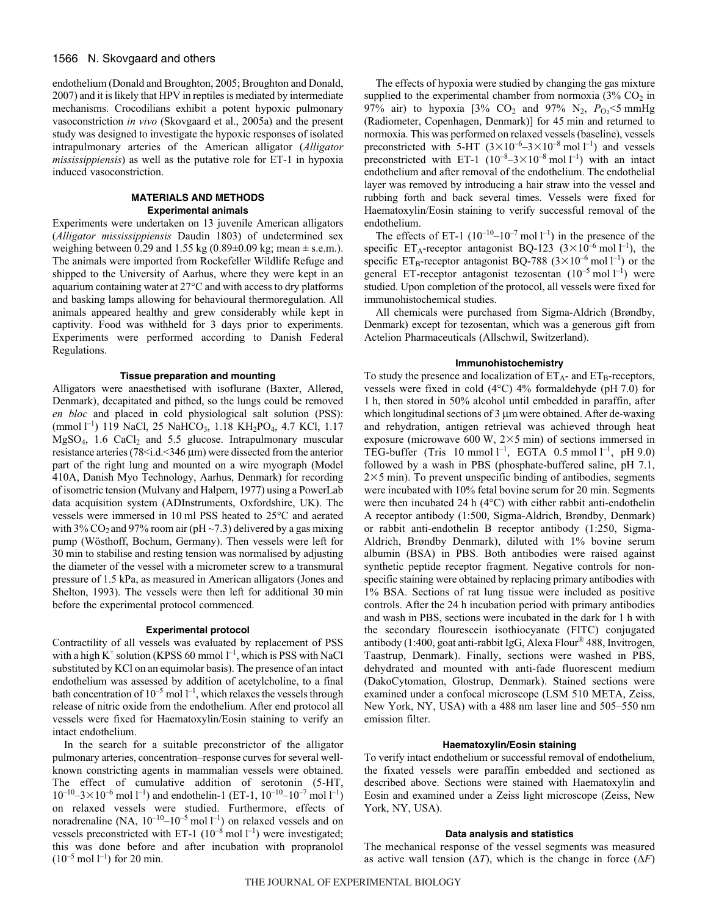endothelium (Donald and Broughton, 2005; Broughton and Donald, 2007) and it is likely that HPV in reptiles is mediated by intermediate mechanisms. Crocodilians exhibit a potent hypoxic pulmonary vasoconstriction *in vivo* (Skovgaard et al., 2005a) and the present study was designed to investigate the hypoxic responses of isolated intrapulmonary arteries of the American alligator (*Alligator mississippiensis*) as well as the putative role for ET-1 in hypoxia induced vasoconstriction.

## MATERIALS AND METHODS

### Experimental animals

Experiments were undertaken on 13 juvenile American alligators (*Alligator mississippiensis* Daudin 1803) of undetermined sex weighing between 0.29 and 1.55 kg (0.89±0.09 kg; mean ± s.e.m.). The animals were imported from Rockefeller Wildlife Refuge and shipped to the University of Aarhus, where they were kept in an aquarium containing water at 27°C and with access to dry platforms and basking lamps allowing for behavioural thermoregulation. All animals appeared healthy and grew considerably while kept in captivity. Food was withheld for 3 days prior to experiments. Experiments were performed according to Danish Federal Regulations.

### Tissue preparation and mounting

Alligators were anaesthetised with isoflurane (Baxter, Allerød, Denmark), decapitated and pithed, so the lungs could be removed *en bloc* and placed in cold physiological salt solution (PSS): (mmol $l^{-1}$) 119 NaCl, 25 $NaHCO_3$, 1.18 $KH_2PO_4$, 4.7 KCl, 1.17 $MgSO_4$, 1.6 $CaCl_2$ and 5.5 glucose. Intrapulmonary muscular resistance arteries (78<i.d.<346 μm) were dissected from the anterior part of the right lung and mounted on a wire myograph (Model 410A, Danish Myo Technology, Aarhus, Denmark) for recording of isometric tension (Mulvany and Halpern, 1977) using a PowerLab data acquisition system (ADInstruments, Oxfordshire, UK). The vessels were immersed in 10 ml PSS heated to 25°C and aerated with 3% $CO_2$ and 97% room air (pH ~7.3) delivered by a gas mixing pump (Wösthoff, Bochum, Germany). Then vessels were left for 30 min to stabilise and resting tension was normalised by adjusting the diameter of the vessel with a micrometer screw to a transmural pressure of 1.5 kPa, as measured in American alligators (Jones and Shelton, 1993). The vessels were then left for additional 30 min before the experimental protocol commenced.

### Experimental protocol

Contractility of all vessels was evaluated by replacement of PSS with a high $K^+$ solution (KPSS 60 mmol $l^{-1}$, which is PSS with NaCl substituted by KCl on an equimolar basis). The presence of an intact endothelium was assessed by addition of acetylcholine, to a final bath concentration of $10^{-5}$ mol $l^{-1}$, which relaxes the vessels through release of nitric oxide from the endothelium. After end protocol all vessels were fixed for Haematoxylin/Eosin staining to verify an intact endothelium.

In the search for a suitable preconstrictor of the alligator pulmonary arteries, concentration–response curves for several well-known constricting agents in mammalian vessels were obtained. The effect of cumulative addition of serotonin (5-HT, $10^{-10}$–$3\times10^{-6}$ mol $l^{-1}$) and endothelin-1 (ET-1, $10^{-10}$–$10^{-7}$ mol $l^{-1}$) on relaxed vessels were studied. Furthermore, effects of noradrenaline (NA, $10^{-10}$–$10^{-5}$ mol $l^{-1}$) on relaxed vessels and on vessels preconstricted with ET-1 ($10^{-8}$ mol $l^{-1}$) were investigated; this was done before and after incubation with propranolol ($10^{-5}$ mol $l^{-1}$) for 20 min.

The effects of hypoxia were studied by changing the gas mixture supplied to the experimental chamber from normoxia (3% $CO_2$ in 97% air) to hypoxia [3% $CO_2$ and 97% $N_2$, $P_{O_2}$<5 mmHg (Radiometer, Copenhagen, Denmark)] for 45 min and returned to normoxia. This was performed on relaxed vessels (baseline), vessels preconstricted with 5-HT ($3\times10^{-6}$–$3\times10^{-8}$ mol $l^{-1}$) and vessels preconstricted with ET-1 ($10^{-8}$–$3\times10^{-8}$ mol $l^{-1}$) with an intact endothelium and after removal of the endothelium. The endothelial layer was removed by introducing a hair straw into the vessel and rubbing forth and back several times. Vessels were fixed for Haematoxylin/Eosin staining to verify successful removal of the endothelium.

The effects of ET-1 ($10^{-10}$–$10^{-7}$ mol $l^{-1}$) in the presence of the specific $ET_A$-receptor antagonist BQ-123 ($3\times10^{-6}$ mol $l^{-1}$), the specific $ET_B$-receptor antagonist BQ-788 ($3\times10^{-6}$ mol $l^{-1}$) or the general ET-receptor antagonist tezosentan ($10^{-5}$ mol $l^{-1}$) were studied. Upon completion of the protocol, all vessels were fixed for immunohistochemical studies.

All chemicals were purchased from Sigma-Aldrich (Brøndby, Denmark) except for tezosentan, which was a generous gift from Actelion Pharmaceuticals (Allschwil, Switzerland).

### Immunohistochemistry

To study the presence and localization of $ET_A$- and $ET_B$-receptors, vessels were fixed in cold (4°C) 4% formaldehyde (pH 7.0) for 1 h, then stored in 50% alcohol until embedded in paraffin, after which longitudinal sections of 3 μm were obtained. After de-waxing and rehydration, antigen retrieval was achieved through heat exposure (microwave 600 W, 2×5 min) of sections immersed in TEG-buffer (Tris 10 mmol $l^{-1}$, EGTA 0.5 mmol $l^{-1}$, pH 9.0) followed by a wash in PBS (phosphate-buffered saline, pH 7.1, 2×5 min). To prevent unspecific binding of antibodies, segments were incubated with 10% fetal bovine serum for 20 min. Segments were then incubated 24 h (4°C) with either rabbit anti-endothelin A receptor antibody (1:500, Sigma-Aldrich, Brøndby, Denmark) or rabbit anti-endothelin B receptor antibody (1:250, Sigma-Aldrich, Brøndby Denmark), diluted with 1% bovine serum albumin (BSA) in PBS. Both antibodies were raised against synthetic peptide receptor fragment. Negative controls for non-specific staining were obtained by replacing primary antibodies with 1% BSA. Sections of rat lung tissue were included as positive controls. After the 24 h incubation period with primary antibodies and wash in PBS, sections were incubated in the dark for 1 h with the secondary flourescein isothiocyanate (FITC) conjugated antibody (1:400, goat anti-rabbit IgG, Alexa Flour® 488, Invitrogen, Taastrup, Denmark). Finally, sections were washed in PBS, dehydrated and mounted with anti-fade fluorescent medium (DakoCytomation, Glostrup, Denmark). Stained sections were examined under a confocal microscope (LSM 510 META, Zeiss, New York, NY, USA) with a 488 nm laser line and 505–550 nm emission filter.

### Haematoxylin/Eosin staining

To verify intact endothelium or successful removal of endothelium, the fixated vessels were paraffin embedded and sectioned as described above. Sections were stained with Haematoxylin and Eosin and examined under a Zeiss light microscope (Zeiss, New York, NY, USA).

### Data analysis and statistics

The mechanical response of the vessel segments was measured as active wall tension ($\Delta T$), which is the change in force ($\Delta F$)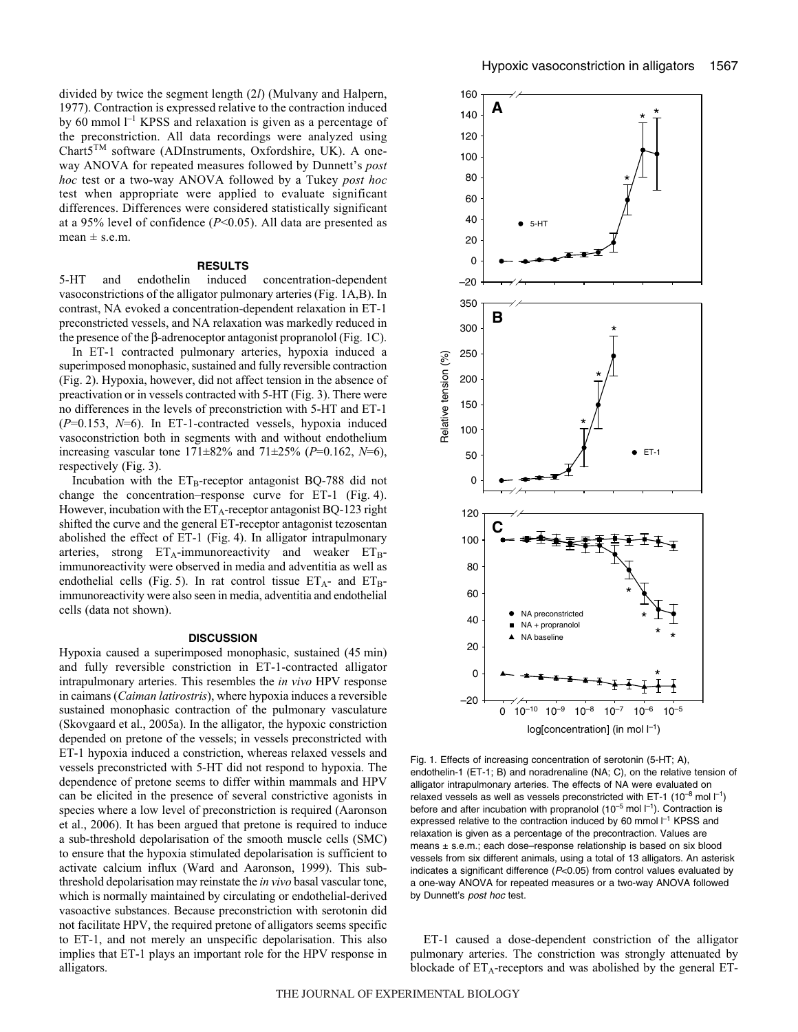divided by twice the segment length (2*l*) (Mulvany and Halpern, 1977). Contraction is expressed relative to the contraction induced by 60 mmol $l^{-1}$ KPSS and relaxation is given as a percentage of the preconstriction. All data recordings were analyzed using Chart5™ software (ADInstruments, Oxfordshire, UK). A one-way ANOVA for repeated measures followed by Dunnett's *post hoc* test or a two-way ANOVA followed by a Tukey *post hoc* test when appropriate were applied to evaluate significant differences. Differences were considered statistically significant at a 95% level of confidence ($P<0.05$). All data are presented as mean ± s.e.m.

## RESULTS

5-HT and endothelin induced concentration-dependent vasoconstrictions of the alligator pulmonary arteries (Fig. 1A,B). In contrast, NA evoked a concentration-dependent relaxation in ET-1 preconstricted vessels, and NA relaxation was markedly reduced in the presence of the β-adrenoceptor antagonist propranolol (Fig. 1C).

In ET-1 contracted pulmonary arteries, hypoxia induced a superimposed monophasic, sustained and fully reversible contraction (Fig. 2). Hypoxia, however, did not affect tension in the absence of preactivation or in vessels contracted with 5-HT (Fig. 3). There were no differences in the levels of preconstriction with 5-HT and ET-1 ($P=0.153$, $N=6$). In ET-1-contracted vessels, hypoxia induced vasoconstriction both in segments with and without endothelium increasing vascular tone 171±82% and 71±25% ($P=0.162$, $N=6$), respectively (Fig. 3).

Incubation with the $ET_B$-receptor antagonist BQ-788 did not change the concentration–response curve for ET-1 (Fig. 4). However, incubation with the $ET_A$-receptor antagonist BQ-123 right shifted the curve and the general ET-receptor antagonist tezosentan abolished the effect of ET-1 (Fig. 4). In alligator intrapulmonary arteries, strong $ET_A$-immunoreactivity and weaker $ET_B$-immunoreactivity were observed in media and adventitia as well as endothelial cells (Fig. 5). In rat control tissue $ET_A$- and $ET_B$-immunoreactivity were also seen in media, adventitia and endothelial cells (data not shown).

## DISCUSSION

Hypoxia caused a superimposed monophasic, sustained (45 min) and fully reversible constriction in ET-1-contracted alligator intrapulmonary arteries. This resembles the *in vivo* HPV response in caimans (*Caiman latirostris*), where hypoxia induces a reversible sustained monophasic contraction of the pulmonary vasculature (Skovgaard et al., 2005a). In the alligator, the hypoxic constriction depended on pretone of the vessels; in vessels preconstricted with ET-1 hypoxia induced a constriction, whereas relaxed vessels and vessels preconstricted with 5-HT did not respond to hypoxia. The dependence of pretone seems to differ within mammals and HPV can be elicited in the presence of several constrictive agonists in species where a low level of preconstriction is required (Aaronson et al., 2006). It has been argued that pretone is required to induce a sub-threshold depolarisation of the smooth muscle cells (SMC) to ensure that the hypoxia stimulated depolarisation is sufficient to activate calcium influx (Ward and Aaronson, 1999). This sub-threshold depolarisation may reinstate the *in vivo* basal vascular tone, which is normally maintained by circulating or endothelial-derived vasoactive substances. Because preconstriction with serotonin did not facilitate HPV, the required pretone of alligators seems specific to ET-1, and not merely an unspecific depolarisation. This also implies that ET-1 plays an important role for the HPV response in alligators.

Fig. 1. Effects of increasing concentration of serotonin (5-HT; A), endothelin-1 (ET-1; B) and noradrenaline (NA; C), on the relative tension of alligator intrapulmonary arteries. The effects of NA were evaluated on relaxed vessels as well as vessels preconstricted with ET-1 ($10^{-8}$ mol $l^{-1}$) before and after incubation with propranolol ($10^{-5}$ mol $l^{-1}$). Contraction is expressed relative to the contraction induced by 60 mmol $l^{-1}$ KPSS and relaxation is given as a percentage of the precontraction. Values are means ± s.e.m.; each dose–response relationship is based on six blood vessels from six different animals, using a total of 13 alligators. An asterisk indicates a significant difference ($P<0.05$) from control values evaluated by a one-way ANOVA for repeated measures or a two-way ANOVA followed by Dunnett's *post hoc* test.

ET-1 caused a dose-dependent constriction of the alligator pulmonary arteries. The constriction was strongly attenuated by blockade of $ET_A$-receptors and was abolished by the general ET-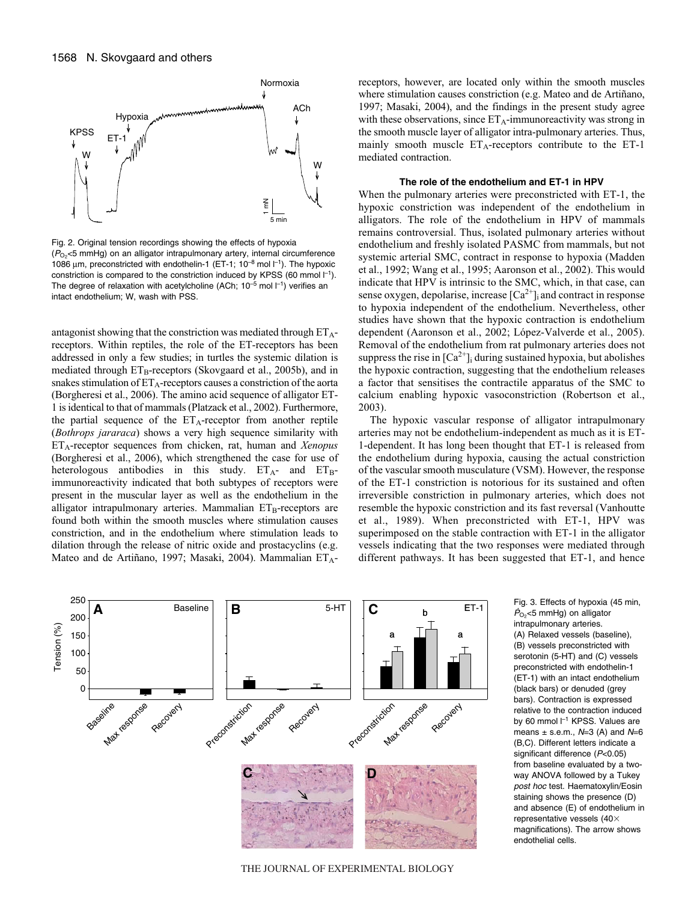Fig. 2. Original tension recordings showing the effects of hypoxia ($P_{O_2}$<5 mmHg) on an alligator intrapulmonary artery, internal circumference 1086 μm, preconstricted with endothelin-1 (ET-1; $10^{-8}$ mol $l^{-1}$). The hypoxic constriction is compared to the constriction induced by KPSS (60 mmol $l^{-1}$). The degree of relaxation with acetylcholine (ACh; $10^{-5}$ mol $l^{-1}$) verifies an intact endothelium; W, wash with PSS.

antagonist showing that the constriction was mediated through $ET_A$-receptors. Within reptiles, the role of the ET-receptors has been addressed in only a few studies; in turtles the systemic dilation is mediated through $ET_B$-receptors (Skovgaard et al., 2005b), and in snakes stimulation of $ET_A$-receptors causes a constriction of the aorta (Borgheresi et al., 2006). The amino acid sequence of alligator ET-1 is identical to that of mammals (Platzack et al., 2002). Furthermore, the partial sequence of the $ET_A$-receptor from another reptile (*Bothrops jararaca*) shows a very high sequence similarity with $ET_A$-receptor sequences from chicken, rat, human and *Xenopus* (Borgheresi et al., 2006), which strengthened the case for use of heterologous antibodies in this study. $ET_A$- and $ET_B$-immunoreactivity indicated that both subtypes of receptors were present in the muscular layer as well as the endothelium in the alligator intrapulmonary arteries. Mammalian $ET_B$-receptors are found both within the smooth muscles where stimulation causes constriction, and in the endothelium where stimulation leads to dilation through the release of nitric oxide and prostacyclins (e.g. Mateo and de Artiñano, 1997; Masaki, 2004). Mammalian $ET_A$-receptors, however, are located only within the smooth muscles where stimulation causes constriction (e.g. Mateo and de Artiñano, 1997; Masaki, 2004), and the findings in the present study agree with these observations, since $ET_A$-immunoreactivity was strong in the smooth muscle layer of alligator intra-pulmonary arteries. Thus, mainly smooth muscle $ET_A$-receptors contribute to the ET-1 mediated contraction.

### The role of the endothelium and ET-1 in HPV

When the pulmonary arteries were preconstricted with ET-1, the hypoxic constriction was independent of the endothelium in alligators. The role of the endothelium in HPV of mammals remains controversial. Thus, isolated pulmonary arteries without endothelium and freshly isolated PASMC from mammals, but not systemic arterial SMC, contract in response to hypoxia (Madden et al., 1992; Wang et al., 1995; Aaronson et al., 2002). This would indicate that HPV is intrinsic to the SMC, which, in that case, can sense oxygen, depolarise, increase $[Ca^{2+}]_i$ and contract in response to hypoxia independent of the endothelium. Nevertheless, other studies have shown that the hypoxic contraction is endothelium dependent (Aaronson et al., 2002; López-Valverde et al., 2005). Removal of the endothelium from rat pulmonary arteries does not suppress the rise in $[Ca^{2+}]_i$ during sustained hypoxia, but abolishes the hypoxic contraction, suggesting that the endothelium releases a factor that sensitises the contractile apparatus of the SMC to calcium enabling hypoxic vasoconstriction (Robertson et al., 2003).

The hypoxic vascular response of alligator intrapulmonary arteries may not be endothelium-independent as much as it is ET-1-dependent. It has long been thought that ET-1 is released from the endothelium during hypoxia, causing the actual constriction of the vascular smooth musculature (VSM). However, the response of the ET-1 constriction is notorious for its sustained and often irreversible constriction in pulmonary arteries, which does not resemble the hypoxic constriction and its fast reversal (Vanhoutte et al., 1989). When preconstricted with ET-1, HPV was superimposed on the stable contraction with ET-1 in the alligator vessels indicating that the two responses were mediated through different pathways. It has been suggested that ET-1, and hence

Fig. 3. Effects of hypoxia (45 min, $P_{O_2}$<5 mmHg) on alligator intrapulmonary arteries. (A) Relaxed vessels (baseline), (B) vessels preconstricted with serotonin (5-HT) and (C) vessels preconstricted with endothelin-1 (ET-1) with an intact endothelium (black bars) or denuded (grey bars). Contraction is expressed relative to the contraction induced by 60 mmol $l^{-1}$ KPSS. Values are means ± s.e.m., $N$=3 (A) and $N$=6 (B,C). Different letters indicate a significant difference ($P$<0.05) from baseline evaluated by a two-way ANOVA followed by a Tukey *post hoc* test. Haematoxylin/Eosin staining shows the presence (D) and absence (E) of endothelium in representative vessels (40× magnifications). The arrow shows endothelial cells.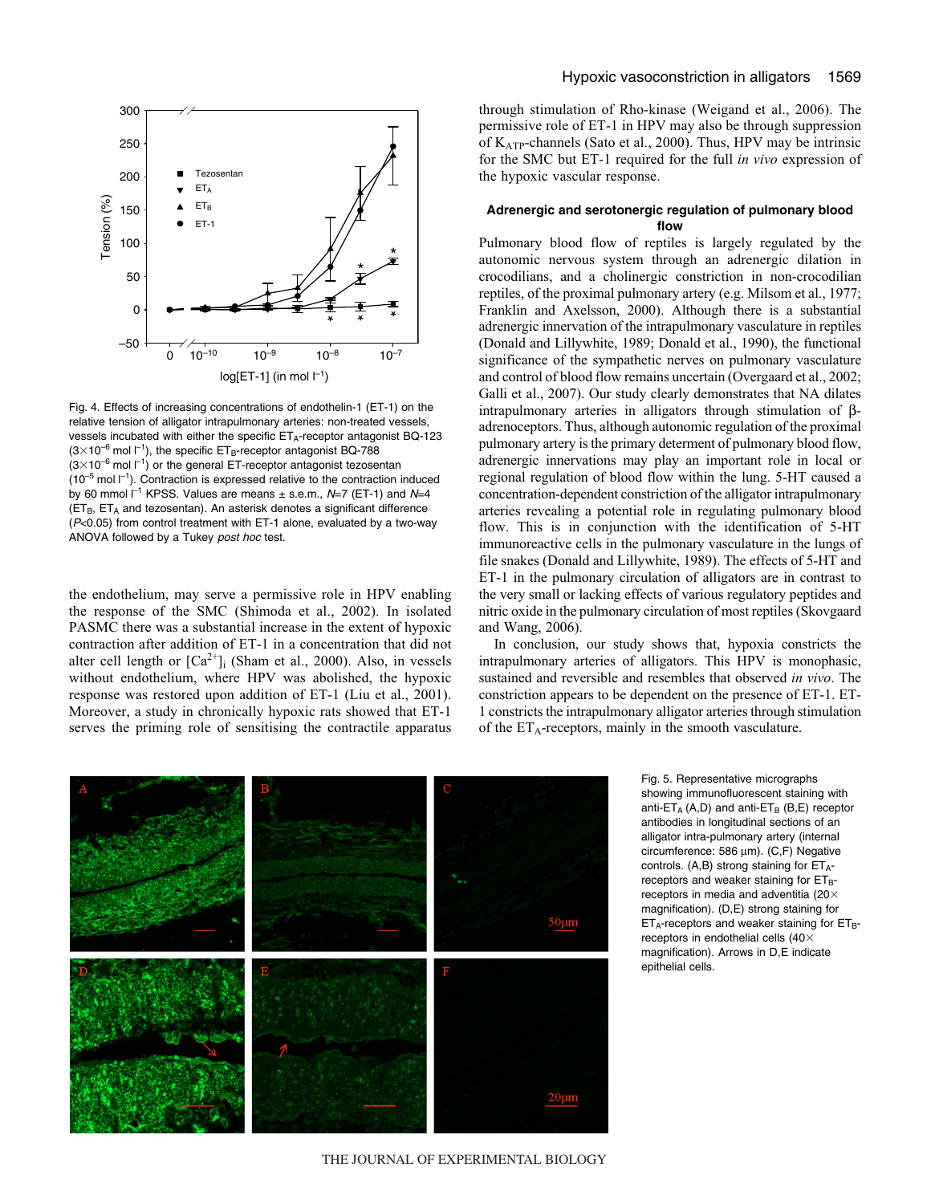Fig. 4. Effects of increasing concentrations of endothelin-1 (ET-1) on the relative tension of alligator intrapulmonary arteries: non-treated vessels, vessels incubated with either the specific $ET_A$-receptor antagonist BQ-123 ($3\times10^{-6}$ mol $l^{-1}$), the specific $ET_B$-receptor antagonist BQ-788 ($3\times10^{-6}$ mol $l^{-1}$) or the general ET-receptor antagonist tezosentan ($10^{-5}$ mol $l^{-1}$). Contraction is expressed relative to the contraction induced by 60 mmol $l^{-1}$ KPSS. Values are means ± s.e.m., $N$=7 (ET-1) and $N$=4 ($ET_B$, $ET_A$ and tezosentan). An asterisk denotes a significant difference ($P$<0.05) from control treatment with ET-1 alone, evaluated by a two-way ANOVA followed by a Tukey *post hoc* test.

the endothelium, may serve a permissive role in HPV enabling the response of the SMC (Shimoda et al., 2002). In isolated PASMC there was a substantial increase in the extent of hypoxic contraction after addition of ET-1 in a concentration that did not alter cell length or $[Ca^{2+}]_i$ (Sham et al., 2000). Also, in vessels without endothelium, where HPV was abolished, the hypoxic response was restored upon addition of ET-1 (Liu et al., 2001). Moreover, a study in chronically hypoxic rats showed that ET-1 serves the priming role of sensitising the contractile apparatus through stimulation of Rho-kinase (Weigand et al., 2006). The permissive role of ET-1 in HPV may also be through suppression of $K_{ATP}$-channels (Sato et al., 2000). Thus, HPV may be intrinsic for the SMC but ET-1 required for the full *in vivo* expression of the hypoxic vascular response.

### Adrenergic and serotonergic regulation of pulmonary blood flow

Pulmonary blood flow of reptiles is largely regulated by the autonomic nervous system through an adrenergic dilation in crocodilians, and a cholinergic constriction in non-crocodilian reptiles, of the proximal pulmonary artery (e.g. Milsom et al., 1977; Franklin and Axelsson, 2000). Although there is a substantial adrenergic innervation of the intrapulmonary vasculature in reptiles (Donald and Lillywhite, 1989; Donald et al., 1990), the functional significance of the sympathetic nerves on pulmonary vasculature and control of blood flow remains uncertain (Overgaard et al., 2002; Galli et al., 2007). Our study clearly demonstrates that NA dilates intrapulmonary arteries in alligators through stimulation of β-adrenoceptors. Thus, although autonomic regulation of the proximal pulmonary artery is the primary determent of pulmonary blood flow, adrenergic innervations may play an important role in local or regional regulation of blood flow within the lung. 5-HT caused a concentration-dependent constriction of the alligator intrapulmonary arteries revealing a potential role in regulating pulmonary blood flow. This is in conjunction with the identification of 5-HT immunoreactive cells in the pulmonary vasculature in the lungs of file snakes (Donald and Lillywhite, 1989). The effects of 5-HT and ET-1 in the pulmonary circulation of alligators are in contrast to the very small or lacking effects of various regulatory peptides and nitric oxide in the pulmonary circulation of most reptiles (Skovgaard and Wang, 2006).

In conclusion, our study shows that, hypoxia constricts the intrapulmonary arteries of alligators. This HPV is monophasic, sustained and reversible and resembles that observed *in vivo*. The constriction appears to be dependent on the presence of ET-1. ET-1 constricts the intrapulmonary alligator arteries through stimulation of the $ET_A$-receptors, mainly in the smooth vasculature.

Fig. 5. Representative micrographs showing immunofluorescent staining with anti-$ET_A$ (A,D) and anti-$ET_B$ (B,E) receptor antibodies in longitudinal sections of an alligator intra-pulmonary artery (internal circumference: 586 μm). (C,F) Negative controls. (A,B) strong staining for $ET_A$-receptors and weaker staining for $ET_B$-receptors in media and adventitia (20× magnification). (D,E) strong staining for $ET_A$-receptors and weaker staining for $ET_B$-receptors in endothelial cells (40× magnification). Arrows in D,E indicate epithelial cells.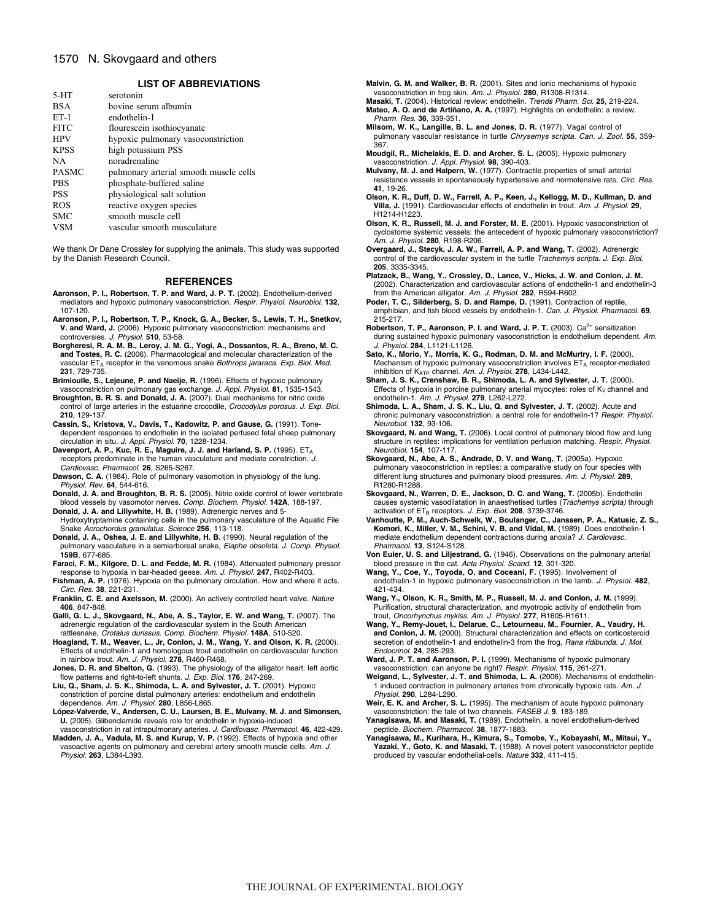## LIST OF ABBREVIATIONS

| | |
|---|---|
| 5-HT | serotonin |
| BSA | bovine serum albumin |
| ET-1 | endothelin-1 |
| FITC | flourescein isothiocyanate |
| HPV | hypoxic pulmonary vasoconstriction |
| KPSS | high potassium PSS |
| NA | noradrenaline |
| PASMC | pulmonary arterial smooth muscle cells |
| PBS | phosphate-buffered saline |
| PSS | physiological salt solution |
| ROS | reactive oxygen species |
| SMC | smooth muscle cell |
| VSM | vascular smooth musculature |

We thank Dr Dane Crossley for supplying the animals. This study was supported by the Danish Research Council.

## REFERENCES

**Aaronson, P. I., Robertson, T. P. and Ward, J. P. T.** (2002). Endothelium-derived mediators and hypoxic pulmonary vasoconstriction. *Respir. Physiol. Neurobiol.* **132**, 107-120.

**Aaronson, P. I., Robertson, T. P., Knock, G. A., Becker, S., Lewis, T. H., Snetkov, V. and Ward, J.** (2006). Hypoxic pulmonary vasoconstriction: mechanisms and controversies. *J. Physiol.* **510**, 53-58.

**Borgheresi, R. A. M. B., Leroy, J. M. G., Yogi, A., Dossantos, R. A., Breno, M. C. and Tostes, R. C.** (2006). Pharmacological and molecular characterization of the vascular $ET_A$ receptor in the venomous snake *Bothrops jararaca*. *Exp. Biol. Med.* **231**, 729-735.

**Brimioulle, S., Lejeune, P. and Naeije, R.** (1996). Effects of hypoxic pulmonary vasoconstriction on pulmonary gas exchange. *J. Appl. Physiol.* **81**, 1535-1543.

**Broughton, B. R. S. and Donald, J. A.** (2007). Dual mechanisms for nitric oxide control of large arteries in the estuarine crocodile, *Crocodylus porosus*. *J. Exp. Biol.* **210**, 129-137.

**Cassin, S., Kristova, V., Davis, T., Kadowitz, P. and Gause, G.** (1991). Tone-dependent responses to endothelin in the isolated perfused fetal sheep pulmonary circulation in situ. *J. Appl. Physiol.* **70**, 1228-1234.

**Davenport, A. P., Kuc, R. E., Maguire, J. J. and Harland, S. P.** (1995). $ET_A$ receptors predominate in the human vasculature and mediate constriction. *J. Cardiovasc. Pharmacol.* **26**, S265-S267.

**Dawson, C. A.** (1984). Role of pulmonary vasomotion in physiology of the lung. *Physiol. Rev.* **64**, 544-616.

**Donald, J. A. and Broughton, B. R. S.** (2005). Nitric oxide control of lower vertebrate blood vessels by vasomotor nerves. *Comp. Biochem. Physiol.* **142A**, 188-197.

**Donald, J. A. and Lillywhite, H. B.** (1989). Adrenergic nerves and 5-Hydroxytryptamine containing cells in the pulmonary vasculature of the Aquatic File Snake *Acrochordus granulatus*. *Science* **256**, 113-118.

**Donald, J. A., Oshea, J. E. and Lillywhite, H. B.** (1990). Neural regulation of the pulmonary vasculature in a semiarboreal snake, *Elaphe obsoleta*. *J. Comp. Physiol.* **159B**, 677-685.

**Faraci, F. M., Kilgore, D. L. and Fedde, M. R.** (1984). Attenuated pulmonary pressor response to hypoxia in bar-headed geese. *Am. J. Physiol.* **247**, R402-R403.

**Fishman, A. P.** (1976). Hypoxia on the pulmonary circulation. How and where it acts. *Circ. Res.* **38**, 221-231.

**Franklin, C. E. and Axelsson, M.** (2000). An actively controlled heart valve. *Nature* **406**, 847-848.

**Galli, G. L. J., Skovgaard, N., Abe, A. S., Taylor, E. W. and Wang, T.** (2007). The adrenergic regulation of the cardiovascular system in the South American rattlesnake, *Crotalus durissus*. *Comp. Biochem. Physiol.* **148A**, 510-520.

**Hoagland, T. M., Weaver, L., Jr, Conlon, J. M., Wang, Y. and Olson, K. R.** (2000). Effects of endothelin-1 and homologous trout endothelin on cardiovascular function in rainbow trout. *Am. J. Physiol.* **278**, R460-R468.

**Jones, D. R. and Shelton, G.** (1993). The physiology of the alligator heart: left aortic flow patterns and right-to-left shunts. *J. Exp. Biol.* **176**, 247-269.

**Liu, Q., Sham, J. S. K., Shimoda, L. A. and Sylvester, J. T.** (2001). Hypoxic constriction of porcine distal pulmonary arteries: endothelium and endothelin dependence. *Am. J. Physiol.* **280**, L856-L865.

**López-Valverde, V., Andersen, C. U., Laursen, B. E., Mulvany, M. J. and Simonsen, U.** (2005). Glibenclamide reveals role for endothelin in hypoxia-induced vasoconstriction in rat intrapulmonary arteries. *J. Cardiovasc. Pharmacol.* **46**, 422-429.

**Madden, J. A., Vadula, M. S. and Kurup, V. P.** (1992). Effects of hypoxia and other vasoactive agents on pulmonary and cerebral artery smooth muscle cells. *Am. J. Physiol.* **263**, L384-L393.

**Malvin, G. M. and Walker, B. R.** (2001). Sites and ionic mechanisms of hypoxic vasoconstriction in frog skin. *Am. J. Physiol.* **280**, R1308-R1314.

**Masaki, T.** (2004). Historical review: endothelin. *Trends Pharm. Sci.* **25**, 219-224.

**Mateo, A. O. and de Artiñano, A. A.** (1997). Highlights on endothelin: a review. *Pharm. Res.* **36**, 339-351.

**Milsom, W. K., Langille, B. L. and Jones, D. R.** (1977). Vagal control of pulmonary vascular resistance in turtle *Chrysemys scripta*. *Can. J. Zool.* **55**, 359-367.

**Moudgil, R., Michelakis, E. D. and Archer, S. L.** (2005). Hypoxic pulmonary vasoconstriction. *J. Appl. Physiol.* **98**, 390-403.

**Mulvany, M. J. and Halpern, W.** (1977). Contractile properties of small arterial resistance vessels in spontaneously hypertensive and normotensive rats. *Circ. Res.* **41**, 19-26.

**Olson, K. R., Duff, D. W., Farrell, A. P., Keen, J., Kellogg, M. D., Kullman, D. and Villa, J.** (1991). Cardiovascular effects of endothelin in trout. *Am. J. Physiol.* **29**, H1214-H1223.

**Olson, K. R., Russell, M. J. and Forster, M. E.** (2001). Hypoxic vasoconstriction of cyclostome systemic vessels: the antecedent of hypoxic pulmonary vasoconstriction? *Am. J. Physiol.* **280**, R198-R206.

**Overgaard, J., Stecyk, J. A. W., Farrell, A. P. and Wang, T.** (2002). Adrenergic control of the cardiovascular system in the turtle *Trachemys scripta*. *J. Exp. Biol.* **205**, 3335-3345.

**Platzack, B., Wang, Y., Crossley, D., Lance, V., Hicks, J. W. and Conlon, J. M.** (2002). Characterization and cardiovascular actions of endothelin-1 and endothelin-3 from the American alligator. *Am. J. Physiol.* **282**, R594-R602.

**Poder, T. C., Silderberg, S. D. and Rampe, D.** (1991). Contraction of reptile, amphibian, and fish blood vessels by endothelin-1. *Can. J. Physiol. Pharmacol.* **69**, 215-217.

**Robertson, T. P., Aaronson, P. I. and Ward, J. P. T.** (2003). $Ca^{2+}$ sensitization during sustained hypoxic pulmonary vasoconstriction is endothelium dependent. *Am. J. Physiol.* **284**, L1121-L1126.

**Sato, K., Morio, Y., Morris, K. G., Rodman, D. M. and McMurtry, I. F.** (2000). Mechanism of hypoxic pulmonary vasoconstriction involves $ET_A$ receptor-mediated inhibition of $K_{ATP}$ channel. *Am. J. Physiol.* **278**, L434-L442.

**Sham, J. S. K., Crenshaw, B. R., Shimoda, L. A. and Sylvester, J. T.** (2000). Effects of hypoxia in porcine pulmonary arterial myocytes: roles of $K_V$ channel and endothelin-1. *Am. J. Physiol.* **279**, L262-L272.

**Shimoda, L. A., Sham, J. S. K., Liu, Q. and Sylvester, J. T.** (2002). Acute and chronic pulmonary vasoconstriction: a central role for endothelin-1? *Respir. Physiol. Neurobiol.* **132**, 93-106.

**Skovgaard, N. and Wang, T.** (2006). Local control of pulmonary blood flow and lung structure in reptiles: implications for ventilation perfusion matching. *Respir. Physiol. Neurobiol.* **154**, 107-117.

**Skovgaard, N., Abe, A. S., Andrade, D. V. and Wang, T.** (2005a). Hypoxic pulmonary vasoconstriction in reptiles: a comparative study on four species with different lung structures and pulmonary blood pressures. *Am. J. Physiol.* **289**, R1280-R1288.

**Skovgaard, N., Warren, D. E., Jackson, D. C. and Wang, T.** (2005b). Endothelin causes systemic vasodilatation in anaesthetised turtles (*Trachemys scripta*) through activation of $ET_B$ receptors. *J. Exp. Biol.* **208**, 3739-3746.

**Vanhoutte, P. M., Auch-Schwelk, W., Boulanger, C., Janssen, P. A., Katusic, Z. S., Komori, K., Miller, V. M., Schini, V. B. and Vidal, M.** (1989). Does endothelin-1 mediate endothelium dependent contractions during anoxia? *J. Cardiovasc. Pharmacol.* **13**, S124-S128.

**Von Euler, U. S. and Liljestrand, G.** (1946). Observations on the pulmonary arterial blood pressure in the cat. *Acta Physiol. Scand.* **12**, 301-320.

**Wang, Y., Coe, Y., Toyoda, O. and Coceani, F.** (1995). Involvement of endothelin-1 in hypoxic pulmonary vasoconstriction in the lamb. *J. Physiol.* **482**, 421-434.

**Wang, Y., Olson, K. R., Smith, M. P., Russell, M. J. and Conlon, J. M.** (1999). Purification, structural characterization, and myotropic activity of endothelin from trout, *Oncorhynchus mykiss*. *Am. J. Physiol.* **277**, R1605-R1611.

**Wang, Y., Remy-Jouet, I., Delarue, C., Letourneau, M., Fournier, A., Vaudry, H. and Conlon, J. M.** (2000). Structural characterization and effects on corticosteroid secretion of endothelin-1 and endothelin-3 from the frog, *Rana ridibunda*. *J. Mol. Endocrinol.* **24**, 285-293.

**Ward, J. P. T. and Aaronson, P. I.** (1999). Mechanisms of hypoxic pulmonary vasoconstriction: can anyone be right? *Respir. Physiol.* **115**, 261-271.

**Weigand, L., Sylvester, J. T. and Shimoda, L. A.** (2006). Mechanisms of endothelin-1 induced contraction in pulmonary arteries from chronically hypoxic rats. *Am. J. Physiol.* **290**, L284-L290.

**Weir, E. K. and Archer, S. L.** (1995). The mechanism of acute hypoxic pulmonary vasoconstriction: the tale of two channels. *FASEB J.* **9**, 183-189.

**Yanagisawa, M. and Masaki, T.** (1989). Endothelin, a novel endothelium-derived peptide. *Biochem. Pharmacol.* **38**, 1877-1883.

**Yanagisawa, M., Kurihara, H., Kimura, S., Tomobe, Y., Kobayashi, M., Mitsui, Y., Yazaki, Y., Goto, K. and Masaki, T.** (1988). A novel potent vasoconstrictor peptide produced by vascular endothelial-cells. *Nature* **332**, 411-415.